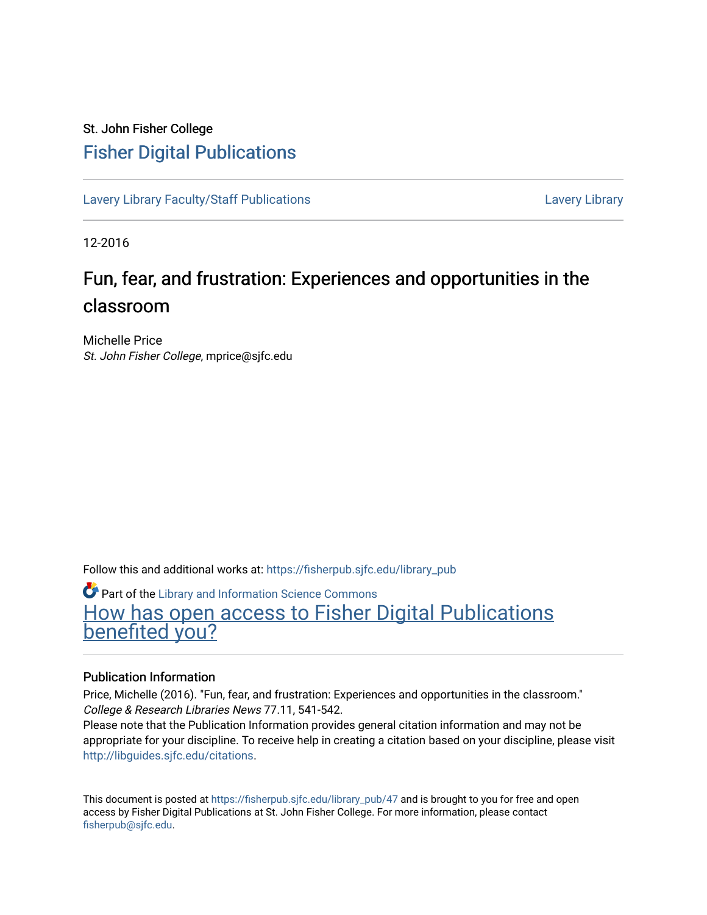St. John Fisher College

# Fisher Digital Publications

Lavery Library Faculty/Staff Publications | Lavery Library

12-2016

## Fun, fear, and frustration: Experiences and opportunities in the classroom

Michelle Price
*St. John Fisher College*, mprice@sjfc.edu

Follow this and additional works at: https://fisherpub.sjfc.edu/library_pub

Part of the Library and Information Science Commons

How has open access to Fisher Digital Publications benefited you?

### Publication Information

Price, Michelle (2016). "Fun, fear, and frustration: Experiences and opportunities in the classroom." *College & Research Libraries News* 77.11, 541-542.

Please note that the Publication Information provides general citation information and may not be appropriate for your discipline. To receive help in creating a citation based on your discipline, please visit http://libguides.sjfc.edu/citations.

This document is posted at https://fisherpub.sjfc.edu/library_pub/47 and is brought to you for free and open access by Fisher Digital Publications at St. John Fisher College. For more information, please contact fisherpub@sjfc.edu.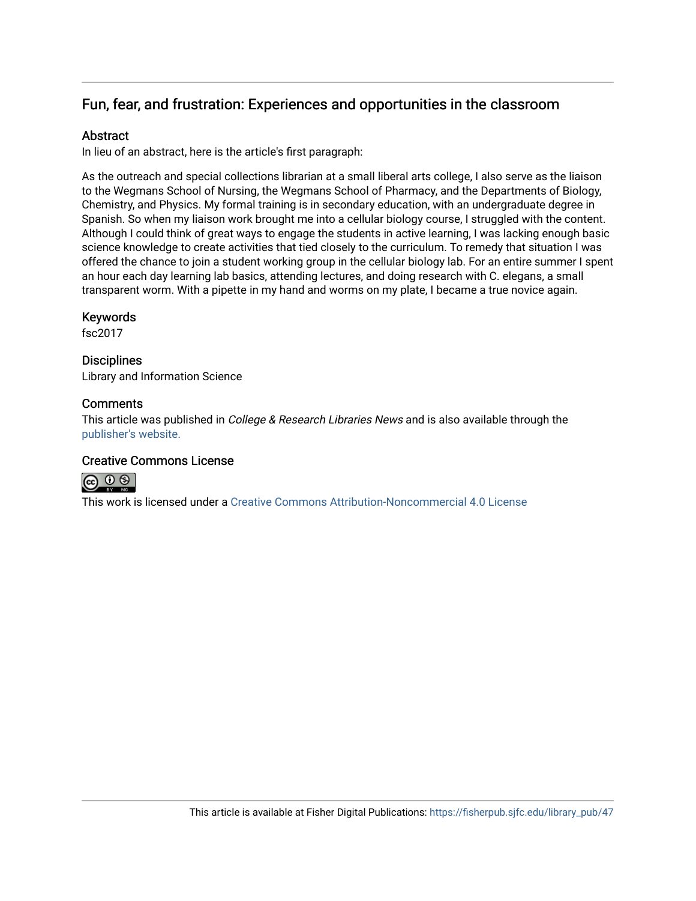## Fun, fear, and frustration: Experiences and opportunities in the classroom

### Abstract

In lieu of an abstract, here is the article's first paragraph:

As the outreach and special collections librarian at a small liberal arts college, I also serve as the liaison to the Wegmans School of Nursing, the Wegmans School of Pharmacy, and the Departments of Biology, Chemistry, and Physics. My formal training is in secondary education, with an undergraduate degree in Spanish. So when my liaison work brought me into a cellular biology course, I struggled with the content. Although I could think of great ways to engage the students in active learning, I was lacking enough basic science knowledge to create activities that tied closely to the curriculum. To remedy that situation I was offered the chance to join a student working group in the cellular biology lab. For an entire summer I spent an hour each day learning lab basics, attending lectures, and doing research with C. elegans, a small transparent worm. With a pipette in my hand and worms on my plate, I became a true novice again.

### Keywords

fsc2017

### Disciplines

Library and Information Science

### Comments

This article was published in *College & Research Libraries News* and is also available through the publisher's website.

### Creative Commons License

This work is licensed under a Creative Commons Attribution-Noncommercial 4.0 License

This article is available at Fisher Digital Publications: https://fisherpub.sjfc.edu/library_pub/47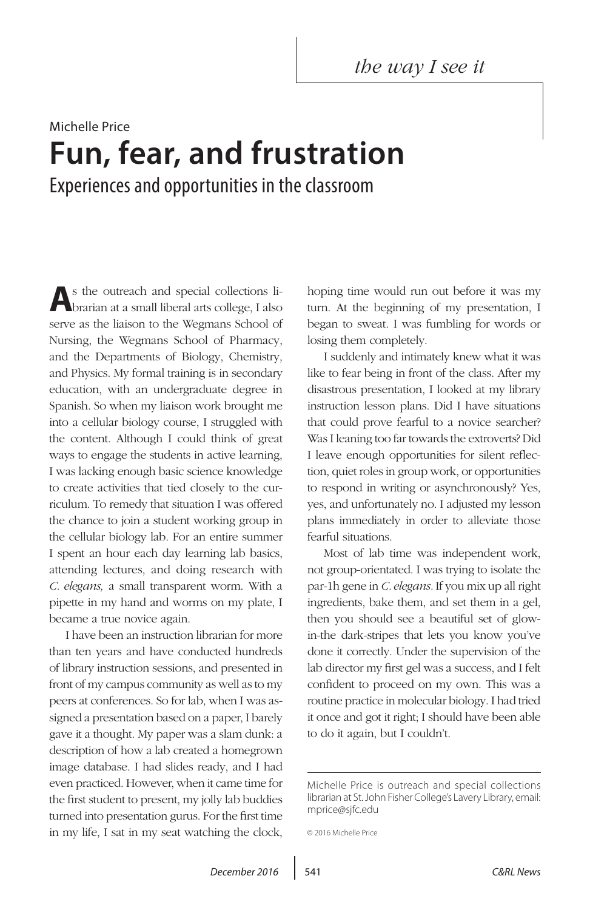*the way I see it*

Michelle Price

# Fun, fear, and frustration

## Experiences and opportunities in the classroom

As the outreach and special collections librarian at a small liberal arts college, I also serve as the liaison to the Wegmans School of Nursing, the Wegmans School of Pharmacy, and the Departments of Biology, Chemistry, and Physics. My formal training is in secondary education, with an undergraduate degree in Spanish. So when my liaison work brought me into a cellular biology course, I struggled with the content. Although I could think of great ways to engage the students in active learning, I was lacking enough basic science knowledge to create activities that tied closely to the curriculum. To remedy that situation I was offered the chance to join a student working group in the cellular biology lab. For an entire summer I spent an hour each day learning lab basics, attending lectures, and doing research with *C. elegans,* a small transparent worm. With a pipette in my hand and worms on my plate, I became a true novice again.

I have been an instruction librarian for more than ten years and have conducted hundreds of library instruction sessions, and presented in front of my campus community as well as to my peers at conferences. So for lab, when I was assigned a presentation based on a paper, I barely gave it a thought. My paper was a slam dunk: a description of how a lab created a homegrown image database. I had slides ready, and I had even practiced. However, when it came time for the first student to present, my jolly lab buddies turned into presentation gurus. For the first time in my life, I sat in my seat watching the clock, hoping time would run out before it was my turn. At the beginning of my presentation, I began to sweat. I was fumbling for words or losing them completely.

I suddenly and intimately knew what it was like to fear being in front of the class. After my disastrous presentation, I looked at my library instruction lesson plans. Did I have situations that could prove fearful to a novice searcher? Was I leaning too far towards the extroverts? Did I leave enough opportunities for silent reflection, quiet roles in group work, or opportunities to respond in writing or asynchronously? Yes, yes, and unfortunately no. I adjusted my lesson plans immediately in order to alleviate those fearful situations.

Most of lab time was independent work, not group-orientated. I was trying to isolate the par-1h gene in *C. elegans.* If you mix up all right ingredients, bake them, and set them in a gel, then you should see a beautiful set of glow-in-the dark-stripes that lets you know you've done it correctly. Under the supervision of the lab director my first gel was a success, and I felt confident to proceed on my own. This was a routine practice in molecular biology. I had tried it once and got it right; I should have been able to do it again, but I couldn't.

---

Michelle Price is outreach and special collections librarian at St. John Fisher College's Lavery Library, email: mprice@sjfc.edu

© 2016 Michelle Price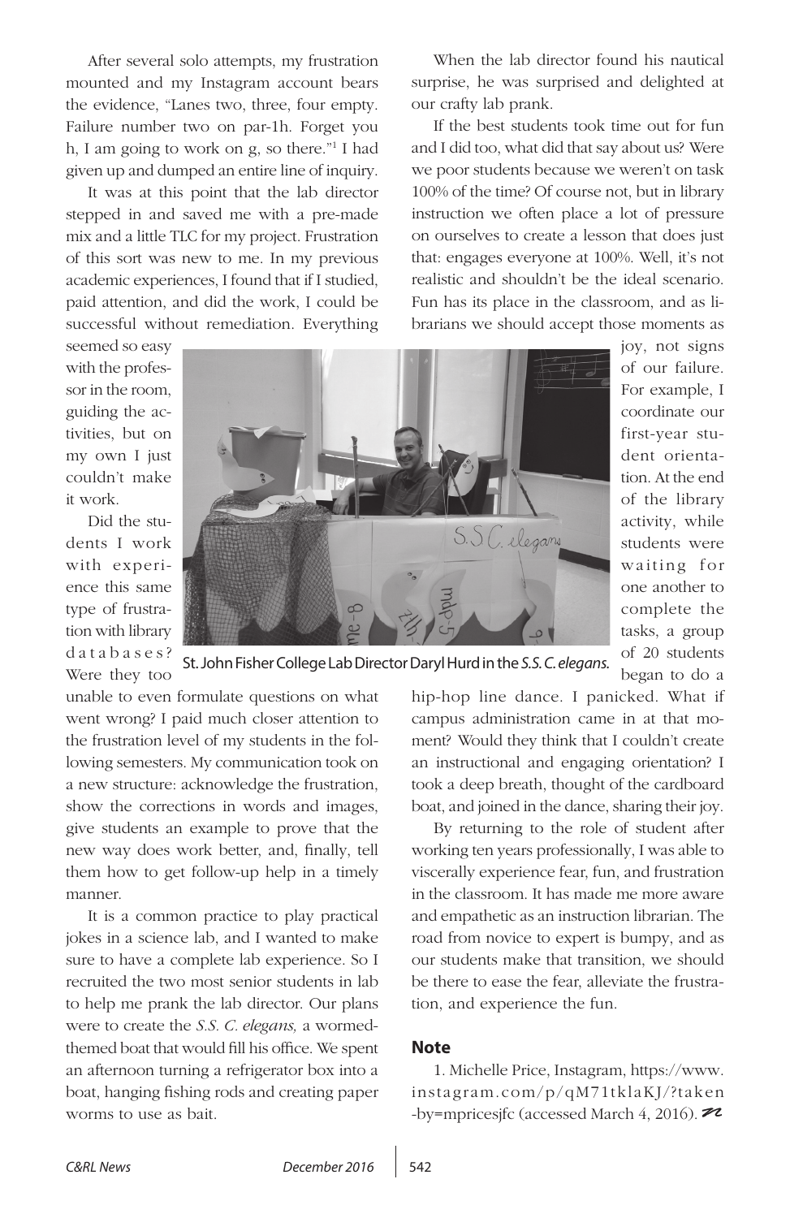After several solo attempts, my frustration mounted and my Instagram account bears the evidence, "Lanes two, three, four empty. Failure number two on par-1h. Forget you h, I am going to work on g, so there."[1] I had given up and dumped an entire line of inquiry.

It was at this point that the lab director stepped in and saved me with a pre-made mix and a little TLC for my project. Frustration of this sort was new to me. In my previous academic experiences, I found that if I studied, paid attention, and did the work, I could be successful without remediation. Everything seemed so easy with the professor in the room, guiding the activities, but on my own I just couldn't make it work.

Did the students I work with experience this same type of frustration with library databases? Were they too unable to even formulate questions on what went wrong? I paid much closer attention to the frustration level of my students in the following semesters. My communication took on a new structure: acknowledge the frustration, show the corrections in words and images, give students an example to prove that the new way does work better, and, finally, tell them how to get follow-up help in a timely manner.

It is a common practice to play practical jokes in a science lab, and I wanted to make sure to have a complete lab experience. So I recruited the two most senior students in lab to help me prank the lab director. Our plans were to create the *S.S. C. elegans,* a wormed-themed boat that would fill his office. We spent an afternoon turning a refrigerator box into a boat, hanging fishing rods and creating paper worms to use as bait.

St. John Fisher College Lab Director Daryl Hurd in the *S.S. C. elegans.*

When the lab director found his nautical surprise, he was surprised and delighted at our crafty lab prank.

If the best students took time out for fun and I did too, what did that say about us? Were we poor students because we weren't on task 100% of the time? Of course not, but in library instruction we often place a lot of pressure on ourselves to create a lesson that does just that: engages everyone at 100%. Well, it's not realistic and shouldn't be the ideal scenario. Fun has its place in the classroom, and as librarians we should accept those moments as joy, not signs of our failure. For example, I coordinate our first-year student orientation. At the end of the library activity, while students were waiting for one another to complete the tasks, a group of 20 students began to do a hip-hop line dance. I panicked. What if campus administration came in at that moment? Would they think that I couldn't create an instructional and engaging orientation? I took a deep breath, thought of the cardboard boat, and joined in the dance, sharing their joy.

By returning to the role of student after working ten years professionally, I was able to viscerally experience fear, fun, and frustration in the classroom. It has made me more aware and empathetic as an instruction librarian. The road from novice to expert is bumpy, and as our students make that transition, we should be there to ease the fear, alleviate the frustration, and experience the fun.

## Note

1. Michelle Price, Instagram, https://www.instagram.com/p/qM71tklaKJ/?taken-by=mpricesjfc (accessed March 4, 2016).